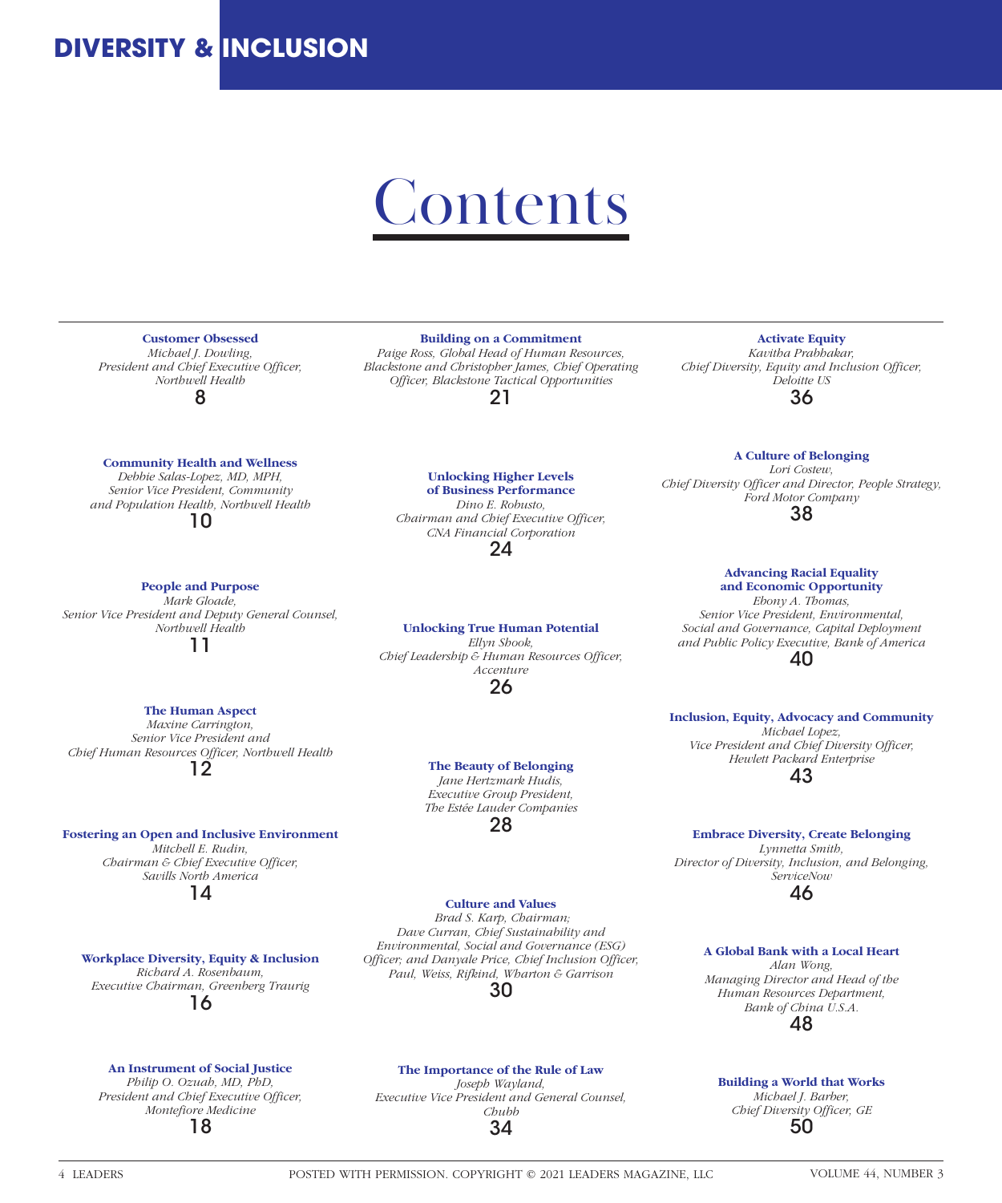# Contents

**Customer Obsessed**
*Michael J. Dowling,*
*President and Chief Executive Officer,*
*Northwell Health*
8

**Community Health and Wellness**
*Debbie Salas-Lopez, MD, MPH,*
*Senior Vice President, Community and Population Health, Northwell Health*
10

**People and Purpose**
*Mark Gloade,*
*Senior Vice President and Deputy General Counsel, Northwell Health*
11

**The Human Aspect**
*Maxine Carrington,*
*Senior Vice President and Chief Human Resources Officer, Northwell Health*
12

**Fostering an Open and Inclusive Environment**
*Mitchell E. Rudin,*
*Chairman & Chief Executive Officer,*
*Savills North America*
14

**Workplace Diversity, Equity & Inclusion**
*Richard A. Rosenbaum,*
*Executive Chairman, Greenberg Traurig*
16

**An Instrument of Social Justice**
*Philip O. Ozuah, MD, PhD,*
*President and Chief Executive Officer,*
*Montefiore Medicine*
18

**Building on a Commitment**
*Paige Ross, Global Head of Human Resources, Blackstone and Christopher James, Chief Operating Officer, Blackstone Tactical Opportunities*
21

**Unlocking Higher Levels of Business Performance**
*Dino E. Robusto,*
*Chairman and Chief Executive Officer,*
*CNA Financial Corporation*
24

**Unlocking True Human Potential**
*Ellyn Shook,*
*Chief Leadership & Human Resources Officer,*
*Accenture*
26

**The Beauty of Belonging**
*Jane Hertzmark Hudis,*
*Executive Group President,*
*The Estée Lauder Companies*
28

**Culture and Values**
*Brad S. Karp, Chairman;*
*Dave Curran, Chief Sustainability and Environmental, Social and Governance (ESG) Officer; and Danyale Price, Chief Inclusion Officer, Paul, Weiss, Rifkind, Wharton & Garrison*
30

**The Importance of the Rule of Law**
*Joseph Wayland,*
*Executive Vice President and General Counsel,*
*Chubb*
34

**Activate Equity**
*Kavitha Prabhakar,*
*Chief Diversity, Equity and Inclusion Officer,*
*Deloitte US*
36

**A Culture of Belonging**
*Lori Costew,*
*Chief Diversity Officer and Director, People Strategy,*
*Ford Motor Company*
38

**Advancing Racial Equality and Economic Opportunity**
*Ebony A. Thomas,*
*Senior Vice President, Environmental, Social and Governance, Capital Deployment and Public Policy Executive, Bank of America*
40

**Inclusion, Equity, Advocacy and Community**
*Michael Lopez,*
*Vice President and Chief Diversity Officer,*
*Hewlett Packard Enterprise*
43

**Embrace Diversity, Create Belonging**
*Lynnetta Smith,*
*Director of Diversity, Inclusion, and Belonging,*
*ServiceNow*
46

**A Global Bank with a Local Heart**
*Alan Wong,*
*Managing Director and Head of the Human Resources Department,*
*Bank of China U.S.A.*
48

**Building a World that Works**
*Michael J. Barber,*
*Chief Diversity Officer, GE*
50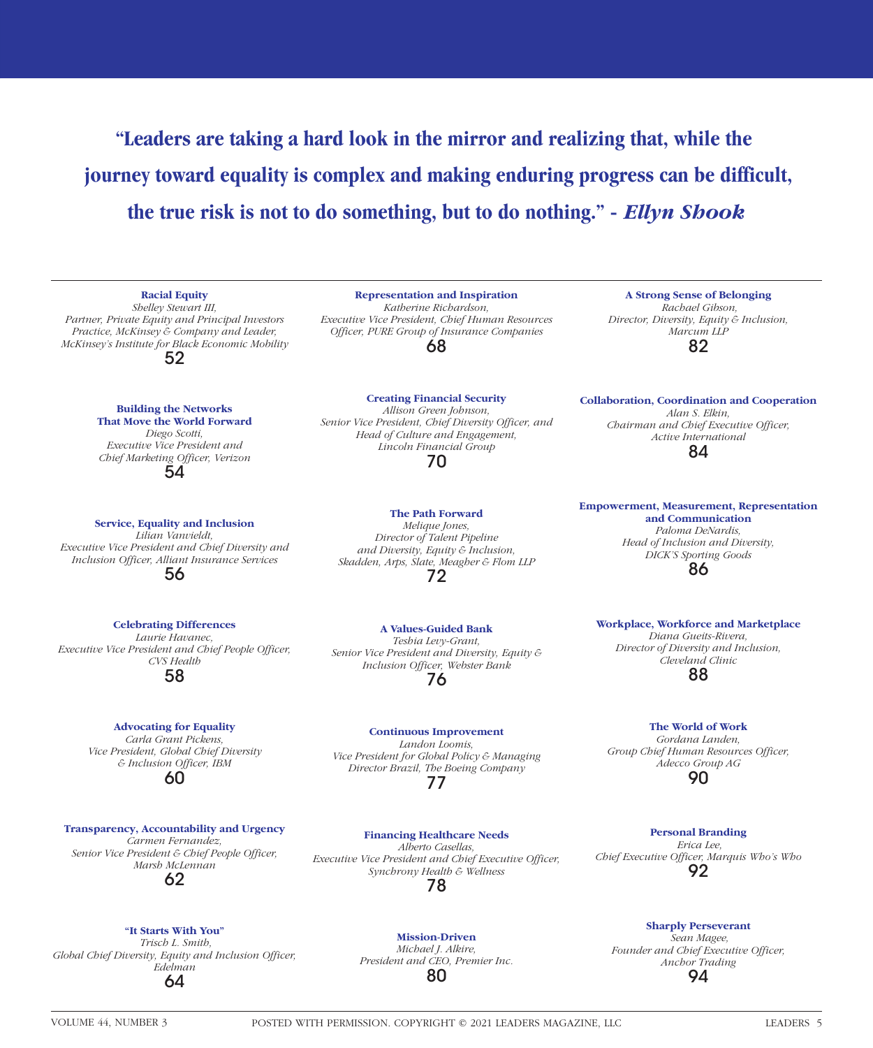**"Leaders are taking a hard look in the mirror and realizing that, while the journey toward equality is complex and making enduring progress can be difficult, the true risk is not to do something, but to do nothing." - *Ellyn Shook***

**Racial Equity**
*Shelley Stewart III, Partner, Private Equity and Principal Investors Practice, McKinsey & Company and Leader, McKinsey's Institute for Black Economic Mobility*
52

**Building the Networks That Move the World Forward**
*Diego Scotti, Executive Vice President and Chief Marketing Officer, Verizon*
54

**Service, Equality and Inclusion**
*Lilian Vanvieldt, Executive Vice President and Chief Diversity and Inclusion Officer, Alliant Insurance Services*
56

**Celebrating Differences**
*Laurie Havanec, Executive Vice President and Chief People Officer, CVS Health*
58

**Advocating for Equality**
*Carla Grant Pickens, Vice President, Global Chief Diversity & Inclusion Officer, IBM*
60

**Transparency, Accountability and Urgency**
*Carmen Fernandez, Senior Vice President & Chief People Officer, Marsh McLennan*
62

**"It Starts With You"**
*Trisch L. Smith, Global Chief Diversity, Equity and Inclusion Officer, Edelman*
64

**Representation and Inspiration**
*Katherine Richardson, Executive Vice President, Chief Human Resources Officer, PURE Group of Insurance Companies*
68

**Creating Financial Security**
*Allison Green Johnson, Senior Vice President, Chief Diversity Officer, and Head of Culture and Engagement, Lincoln Financial Group*
70

**The Path Forward**
*Melique Jones, Director of Talent Pipeline and Diversity, Equity & Inclusion, Skadden, Arps, Slate, Meagher & Flom LLP*
72

**A Values-Guided Bank**
*Teshia Levy-Grant, Senior Vice President and Diversity, Equity & Inclusion Officer, Webster Bank*
76

**Continuous Improvement**
*Landon Loomis, Vice President for Global Policy & Managing Director Brazil, The Boeing Company*
77

**Financing Healthcare Needs**
*Alberto Casellas, Executive Vice President and Chief Executive Officer, Synchrony Health & Wellness*
78

**Mission-Driven**
*Michael J. Alkire, President and CEO, Premier Inc.*
80

**A Strong Sense of Belonging**
*Rachael Gibson, Director, Diversity, Equity & Inclusion, Marcum LLP*
82

**Collaboration, Coordination and Cooperation**
*Alan S. Elkin, Chairman and Chief Executive Officer, Active International*
84

**Empowerment, Measurement, Representation and Communication**
*Paloma DeNardis, Head of Inclusion and Diversity, DICK'S Sporting Goods*
86

**Workplace, Workforce and Marketplace**
*Diana Gueits-Rivera, Director of Diversity and Inclusion, Cleveland Clinic*
88

**The World of Work**
*Gordana Landen, Group Chief Human Resources Officer, Adecco Group AG*
90

**Personal Branding**
*Erica Lee, Chief Executive Officer, Marquis Who's Who*
92

**Sharply Perseverant**
*Sean Magee, Founder and Chief Executive Officer, Anchor Trading*
94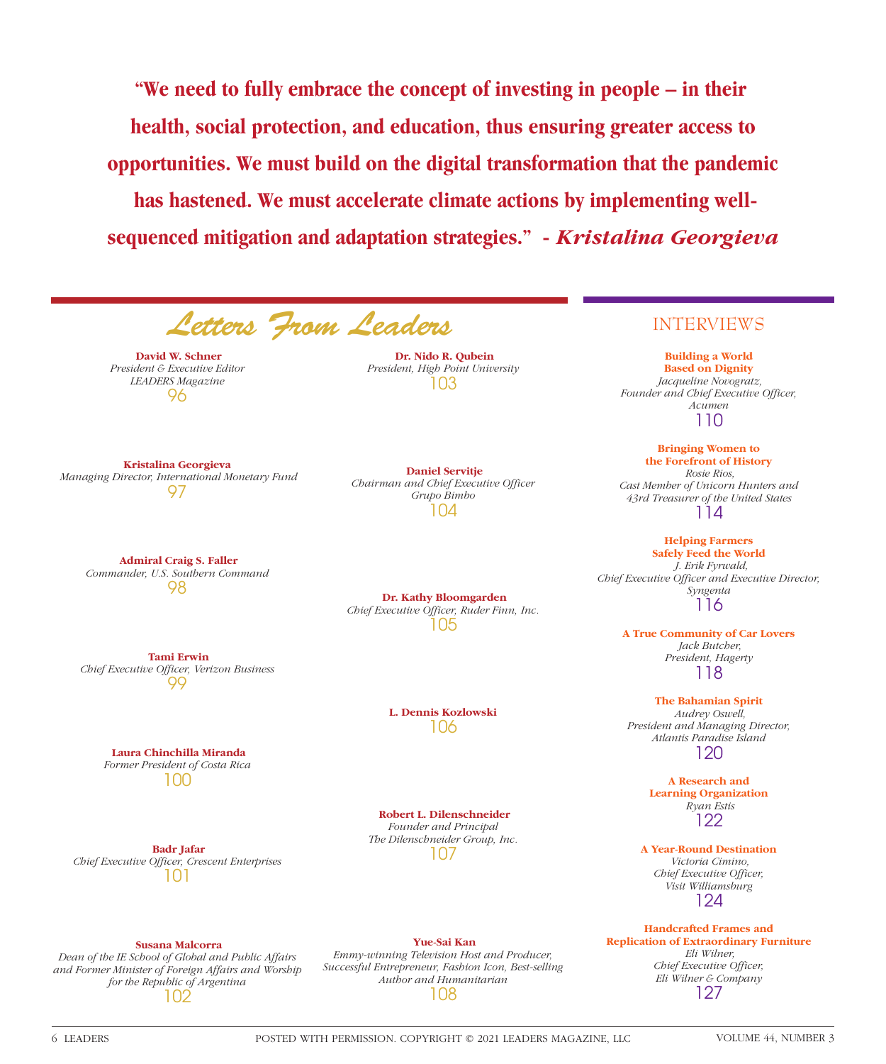**"We need to fully embrace the concept of investing in people – in their health, social protection, and education, thus ensuring greater access to opportunities. We must build on the digital transformation that the pandemic has hastened. We must accelerate climate actions by implementing well-sequenced mitigation and adaptation strategies." - *Kristalina Georgieva***

## Letters From Leaders

**David W. Schner**
*President & Executive Editor*
*LEADERS Magazine*
96

**Kristalina Georgieva**
*Managing Director, International Monetary Fund*
97

**Admiral Craig S. Faller**
*Commander, U.S. Southern Command*
98

**Tami Erwin**
*Chief Executive Officer, Verizon Business*
99

**Laura Chinchilla Miranda**
*Former President of Costa Rica*
100

**Badr Jafar**
*Chief Executive Officer, Crescent Enterprises*
101

**Susana Malcorra**
*Dean of the IE School of Global and Public Affairs and Former Minister of Foreign Affairs and Worship for the Republic of Argentina*
102

**Dr. Nido R. Qubein**
*President, High Point University*
103

**Daniel Servitje**
*Chairman and Chief Executive Officer*
*Grupo Bimbo*
104

**Dr. Kathy Bloomgarden**
*Chief Executive Officer, Ruder Finn, Inc.*
105

**L. Dennis Kozlowski**
106

**Robert L. Dilenschneider**
*Founder and Principal*
*The Dilenschneider Group, Inc.*
107

**Yue-Sai Kan**
*Emmy-winning Television Host and Producer, Successful Entrepreneur, Fashion Icon, Best-selling Author and Humanitarian*
108

## INTERVIEWS

**Building a World Based on Dignity**
*Jacqueline Novogratz, Founder and Chief Executive Officer, Acumen*
110

**Bringing Women to the Forefront of History**
*Rosie Rios, Cast Member of Unicorn Hunters and 43rd Treasurer of the United States*
114

**Helping Farmers Safely Feed the World**
*J. Erik Fyrwald, Chief Executive Officer and Executive Director, Syngenta*
116

**A True Community of Car Lovers**
*Jack Butcher, President, Hagerty*
118

**The Bahamian Spirit**
*Audrey Oswell, President and Managing Director, Atlantis Paradise Island*
120

**A Research and Learning Organization**
*Ryan Estis*
122

**A Year-Round Destination**
*Victoria Cimino, Chief Executive Officer, Visit Williamsburg*
124

**Handcrafted Frames and Replication of Extraordinary Furniture**
*Eli Wilner, Chief Executive Officer, Eli Wilner & Company*
127

POSTED WITH PERMISSION. COPYRIGHT © 2021 LEADERS MAGAZINE, LLC